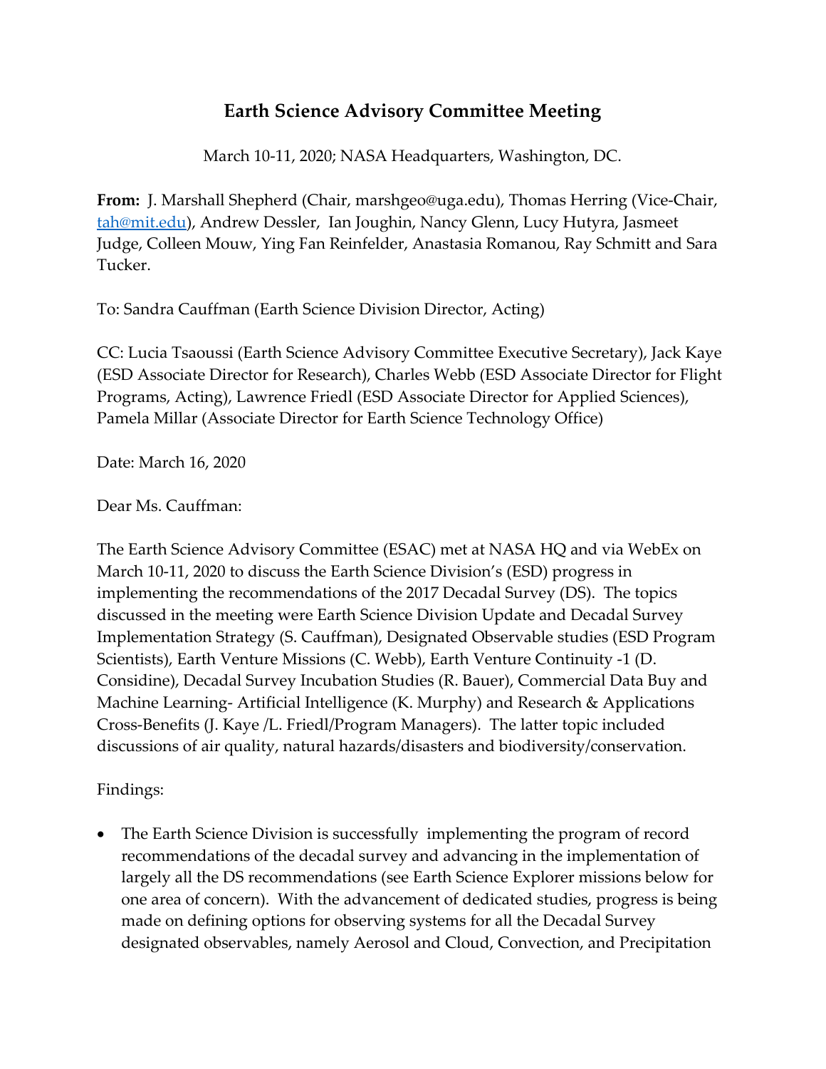# Earth Science Advisory Committee Meeting

March 10-11, 2020; NASA Headquarters, Washington, DC.

**From:** J. Marshall Shepherd (Chair, marshgeo@uga.edu), Thomas Herring (Vice-Chair, tah@mit.edu), Andrew Dessler, Ian Joughin, Nancy Glenn, Lucy Hutyra, Jasmeet Judge, Colleen Mouw, Ying Fan Reinfelder, Anastasia Romanou, Ray Schmitt and Sara Tucker.

To: Sandra Cauffman (Earth Science Division Director, Acting)

CC: Lucia Tsaoussi (Earth Science Advisory Committee Executive Secretary), Jack Kaye (ESD Associate Director for Research), Charles Webb (ESD Associate Director for Flight Programs, Acting), Lawrence Friedl (ESD Associate Director for Applied Sciences), Pamela Millar (Associate Director for Earth Science Technology Office)

Date: March 16, 2020

Dear Ms. Cauffman:

The Earth Science Advisory Committee (ESAC) met at NASA HQ and via WebEx on March 10-11, 2020 to discuss the Earth Science Division's (ESD) progress in implementing the recommendations of the 2017 Decadal Survey (DS). The topics discussed in the meeting were Earth Science Division Update and Decadal Survey Implementation Strategy (S. Cauffman), Designated Observable studies (ESD Program Scientists), Earth Venture Missions (C. Webb), Earth Venture Continuity -1 (D. Considine), Decadal Survey Incubation Studies (R. Bauer), Commercial Data Buy and Machine Learning- Artificial Intelligence (K. Murphy) and Research & Applications Cross-Benefits (J. Kaye /L. Friedl/Program Managers). The latter topic included discussions of air quality, natural hazards/disasters and biodiversity/conservation.

Findings:

- The Earth Science Division is successfully implementing the program of record recommendations of the decadal survey and advancing in the implementation of largely all the DS recommendations (see Earth Science Explorer missions below for one area of concern). With the advancement of dedicated studies, progress is being made on defining options for observing systems for all the Decadal Survey designated observables, namely Aerosol and Cloud, Convection, and Precipitation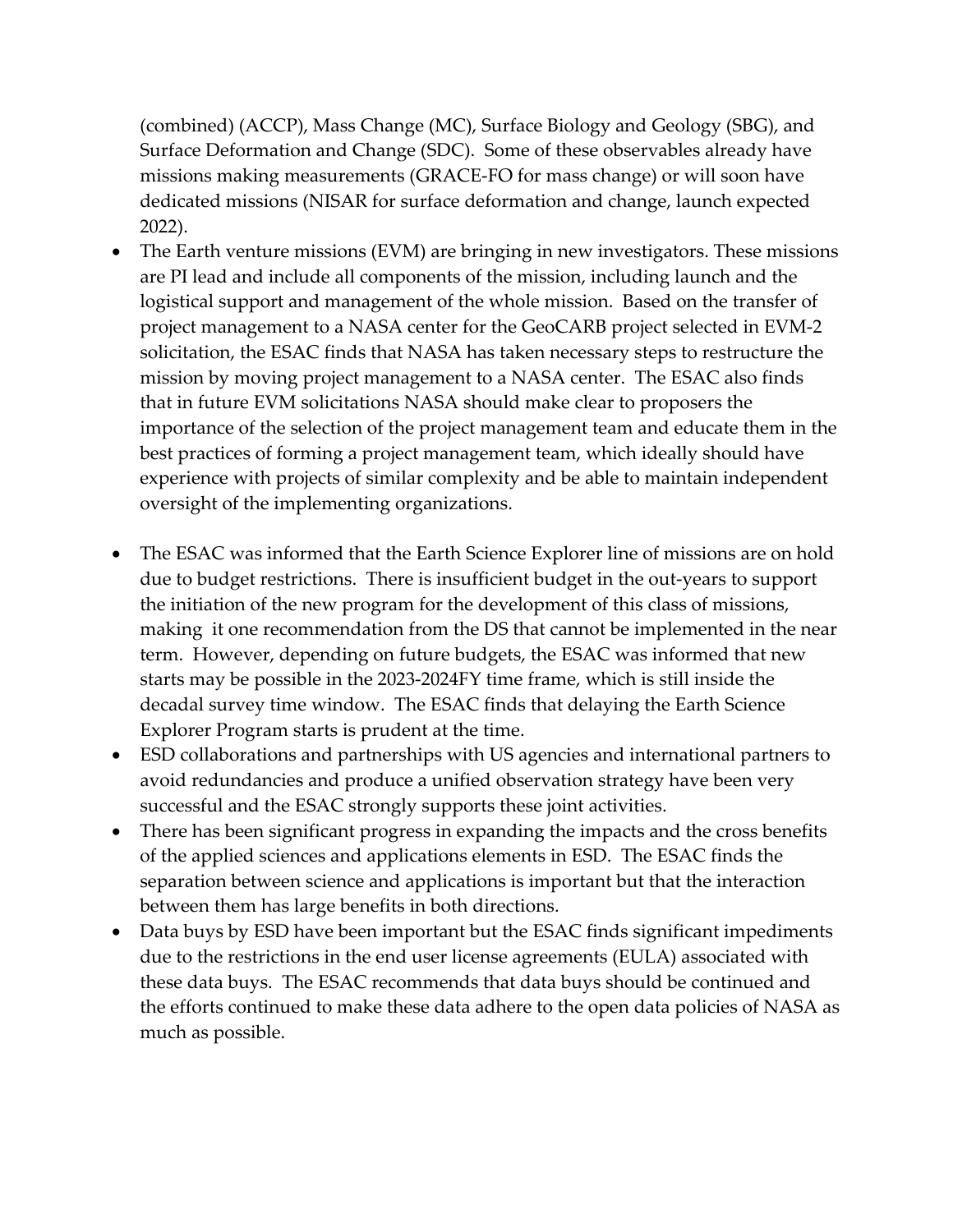(combined) (ACCP), Mass Change (MC), Surface Biology and Geology (SBG), and Surface Deformation and Change (SDC). Some of these observables already have missions making measurements (GRACE-FO for mass change) or will soon have dedicated missions (NISAR for surface deformation and change, launch expected 2022).

- The Earth venture missions (EVM) are bringing in new investigators. These missions are PI lead and include all components of the mission, including launch and the logistical support and management of the whole mission. Based on the transfer of project management to a NASA center for the GeoCARB project selected in EVM-2 solicitation, the ESAC finds that NASA has taken necessary steps to restructure the mission by moving project management to a NASA center. The ESAC also finds that in future EVM solicitations NASA should make clear to proposers the importance of the selection of the project management team and educate them in the best practices of forming a project management team, which ideally should have experience with projects of similar complexity and be able to maintain independent oversight of the implementing organizations.

- The ESAC was informed that the Earth Science Explorer line of missions are on hold due to budget restrictions. There is insufficient budget in the out-years to support the initiation of the new program for the development of this class of missions, making it one recommendation from the DS that cannot be implemented in the near term. However, depending on future budgets, the ESAC was informed that new starts may be possible in the 2023-2024FY time frame, which is still inside the decadal survey time window. The ESAC finds that delaying the Earth Science Explorer Program starts is prudent at the time.
- ESD collaborations and partnerships with US agencies and international partners to avoid redundancies and produce a unified observation strategy have been very successful and the ESAC strongly supports these joint activities.
- There has been significant progress in expanding the impacts and the cross benefits of the applied sciences and applications elements in ESD. The ESAC finds the separation between science and applications is important but that the interaction between them has large benefits in both directions.
- Data buys by ESD have been important but the ESAC finds significant impediments due to the restrictions in the end user license agreements (EULA) associated with these data buys. The ESAC recommends that data buys should be continued and the efforts continued to make these data adhere to the open data policies of NASA as much as possible.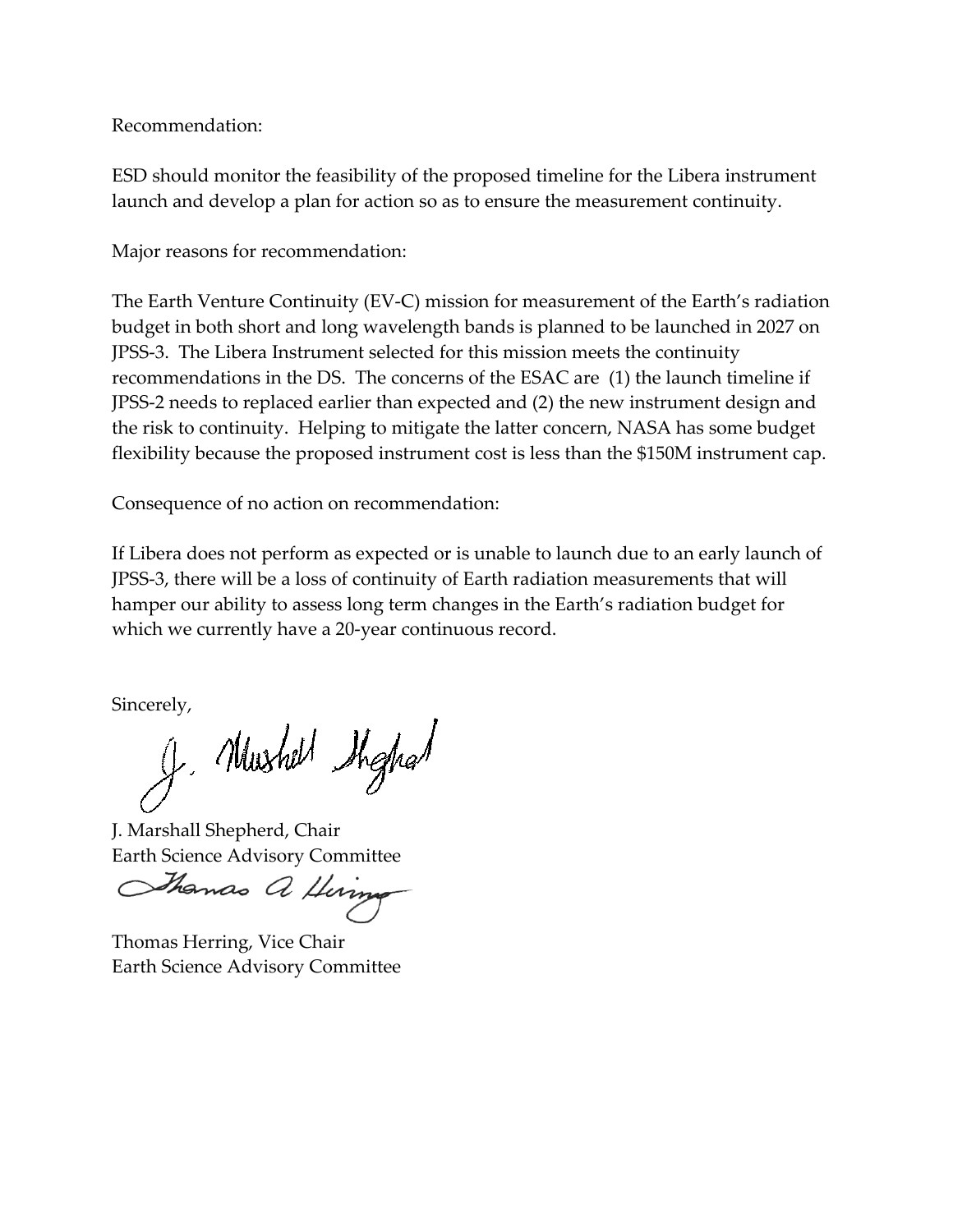Recommendation:

ESD should monitor the feasibility of the proposed timeline for the Libera instrument launch and develop a plan for action so as to ensure the measurement continuity.

Major reasons for recommendation:

The Earth Venture Continuity (EV-C) mission for measurement of the Earth's radiation budget in both short and long wavelength bands is planned to be launched in 2027 on JPSS-3. The Libera Instrument selected for this mission meets the continuity recommendations in the DS. The concerns of the ESAC are (1) the launch timeline if JPSS-2 needs to replaced earlier than expected and (2) the new instrument design and the risk to continuity. Helping to mitigate the latter concern, NASA has some budget flexibility because the proposed instrument cost is less than the $150M instrument cap.

Consequence of no action on recommendation:

If Libera does not perform as expected or is unable to launch due to an early launch of JPSS-3, there will be a loss of continuity of Earth radiation measurements that will hamper our ability to assess long term changes in the Earth's radiation budget for which we currently have a 20-year continuous record.

Sincerely,

J. Marshall Shepherd, Chair
Earth Science Advisory Committee

Thomas Herring, Vice Chair
Earth Science Advisory Committee